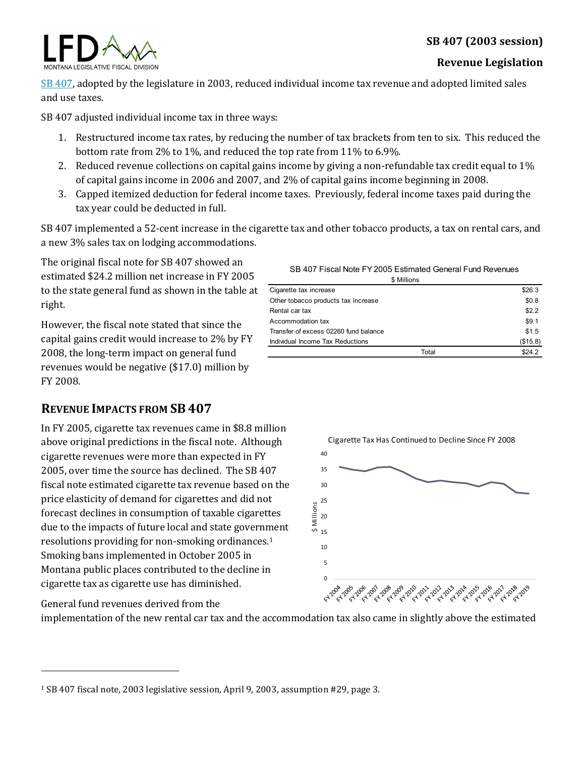# SB 407 (2003 session)

## Revenue Legislation

SB 407, adopted by the legislature in 2003, reduced individual income tax revenue and adopted limited sales and use taxes.

SB 407 adjusted individual income tax in three ways:

1. Restructured income tax rates, by reducing the number of tax brackets from ten to six. This reduced the bottom rate from 2% to 1%, and reduced the top rate from 11% to 6.9%.
2. Reduced revenue collections on capital gains income by giving a non-refundable tax credit equal to 1% of capital gains income in 2006 and 2007, and 2% of capital gains income beginning in 2008.
3. Capped itemized deduction for federal income taxes. Previously, federal income taxes paid during the tax year could be deducted in full.

SB 407 implemented a 52-cent increase in the cigarette tax and other tobacco products, a tax on rental cars, and a new 3% sales tax on lodging accommodations.

The original fiscal note for SB 407 showed an estimated $24.2 million net increase in FY 2005 to the state general fund as shown in the table at right.

However, the fiscal note stated that since the capital gains credit would increase to 2% by FY 2008, the long-term impact on general fund revenues would be negative ($17.0) million by FY 2008.

SB 407 Fiscal Note FY 2005 Estimated General Fund Revenues
$ Millions

| | |
|---|---|
| Cigarette tax increase | $26.3 |
| Other tobacco products tax increase | $0.8 |
| Rental car tax | $2.2 |
| Accommodation tax | $9.1 |
| Transfer of excess 02260 fund balance | $1.5 |
| Individual Income Tax Reductions | ($15.8) |
| Total | $24.2 |

## Revenue Impacts from SB 407

In FY 2005, cigarette tax revenues came in $8.8 million above original predictions in the fiscal note. Although cigarette revenues were more than expected in FY 2005, over time the source has declined. The SB 407 fiscal note estimated cigarette tax revenue based on the price elasticity of demand for cigarettes and did not forecast declines in consumption of taxable cigarettes due to the impacts of future local and state government resolutions providing for non-smoking ordinances.[1] Smoking bans implemented in October 2005 in Montana public places contributed to the decline in cigarette tax as cigarette use has diminished.

Cigarette Tax Has Continued to Decline Since FY 2008

General fund revenues derived from the implementation of the new rental car tax and the accommodation tax also came in slightly above the estimated

[1] SB 407 fiscal note, 2003 legislative session, April 9, 2003, assumption #29, page 3.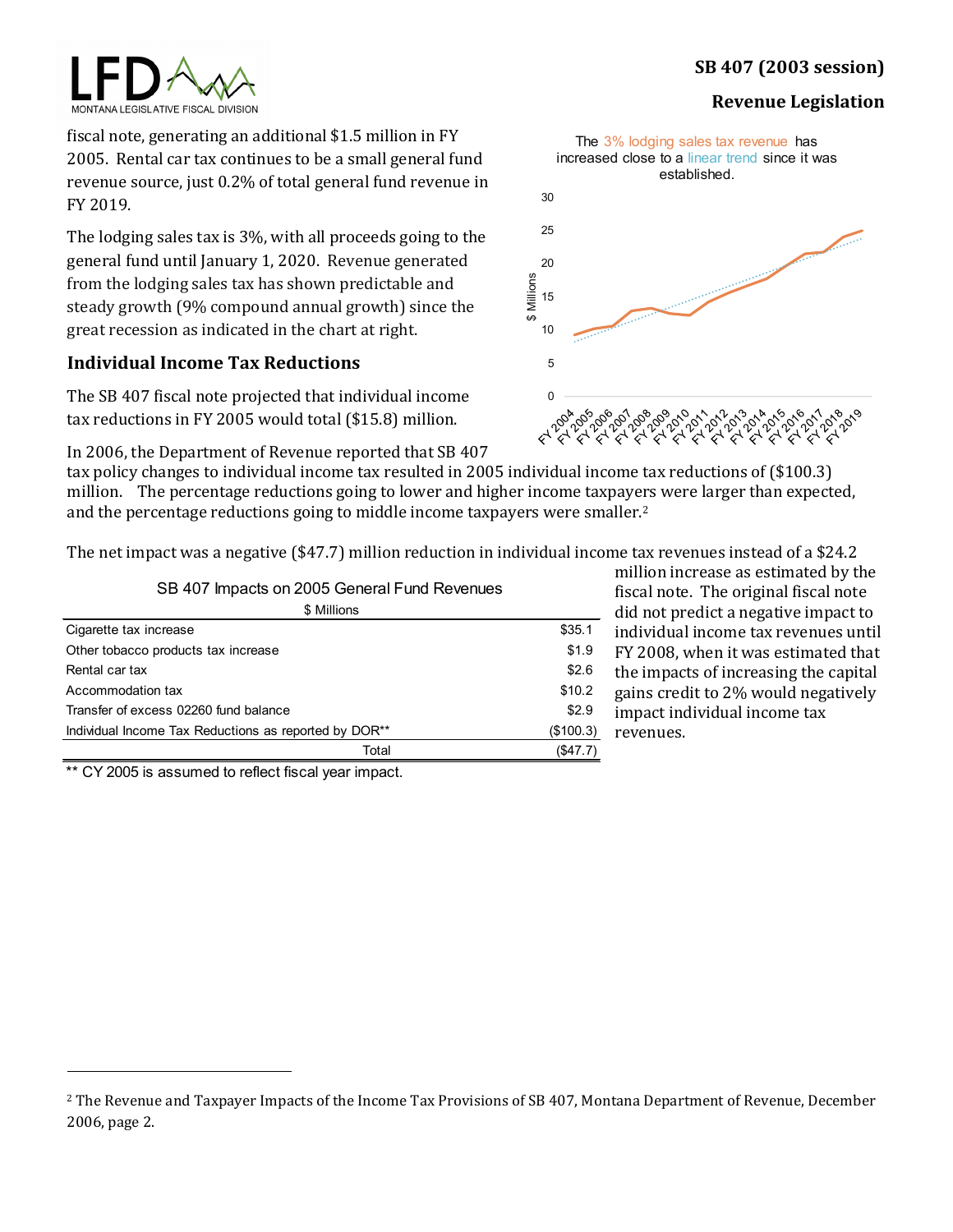fiscal note, generating an additional $1.5 million in FY 2005. Rental car tax continues to be a small general fund revenue source, just 0.2% of total general fund revenue in FY 2019.

The lodging sales tax is 3%, with all proceeds going to the general fund until January 1, 2020. Revenue generated from the lodging sales tax has shown predictable and steady growth (9% compound annual growth) since the great recession as indicated in the chart at right.

The 3% lodging sales tax revenue has increased close to a linear trend since it was established.

## Individual Income Tax Reductions

The SB 407 fiscal note projected that individual income tax reductions in FY 2005 would total ($15.8) million.

In 2006, the Department of Revenue reported that SB 407 tax policy changes to individual income tax resulted in 2005 individual income tax reductions of ($100.3) million. The percentage reductions going to lower and higher income taxpayers were larger than expected, and the percentage reductions going to middle income taxpayers were smaller.[2]

The net impact was a negative ($47.7) million reduction in individual income tax revenues instead of a $24.2 million increase as estimated by the fiscal note. The original fiscal note did not predict a negative impact to individual income tax revenues until FY 2008, when it was estimated that the impacts of increasing the capital gains credit to 2% would negatively impact individual income tax revenues.

SB 407 Impacts on 2005 General Fund Revenues

| $ Millions | |
|---|---|
| Cigarette tax increase | $35.1 |
| Other tobacco products tax increase | $1.9 |
| Rental car tax | $2.6 |
| Accommodation tax | $10.2 |
| Transfer of excess 02260 fund balance | $2.9 |
| Individual Income Tax Reductions as reported by DOR** | ($100.3) |
| Total | ($47.7) |

** CY 2005 is assumed to reflect fiscal year impact.

[2] The Revenue and Taxpayer Impacts of the Income Tax Provisions of SB 407, Montana Department of Revenue, December 2006, page 2.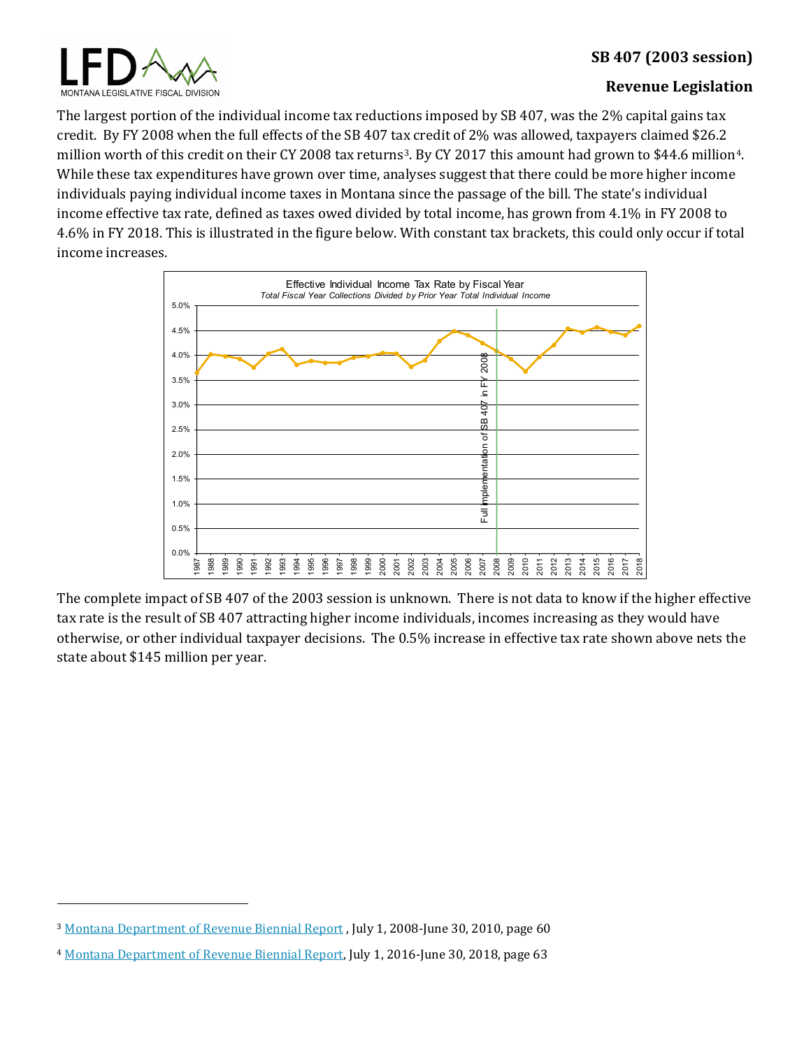The largest portion of the individual income tax reductions imposed by SB 407, was the 2% capital gains tax credit. By FY 2008 when the full effects of the SB 407 tax credit of 2% was allowed, taxpayers claimed $26.2 million worth of this credit on their CY 2008 tax returns[3]. By CY 2017 this amount had grown to $44.6 million[4]. While these tax expenditures have grown over time, analyses suggest that there could be more higher income individuals paying individual income taxes in Montana since the passage of the bill. The state's individual income effective tax rate, defined as taxes owed divided by total income, has grown from 4.1% in FY 2008 to 4.6% in FY 2018. This is illustrated in the figure below. With constant tax brackets, this could only occur if total income increases.

Effective Individual Income Tax Rate by Fiscal Year

*Total Fiscal Year Collections Divided by Prior Year Total Individual Income*

5.0%
4.5%
4.0%
3.5%
3.0%
2.5%
2.0%
1.5%
1.0%
0.5%
0.0%

1987 1988 1989 1990 1991 1992 1993 1994 1995 1996 1997 1998 1999 2000 2001 2002 2003 2004 2005 2006 2007 2008 2009 2010 2011 2012 2013 2014 2015 2016 2017 2018

Full implementation of SB 407 in FY 2008

The complete impact of SB 407 of the 2003 session is unknown. There is not data to know if the higher effective tax rate is the result of SB 407 attracting higher income individuals, incomes increasing as they would have otherwise, or other individual taxpayer decisions. The 0.5% increase in effective tax rate shown above nets the state about $145 million per year.

---

[3] Montana Department of Revenue Biennial Report , July 1, 2008-June 30, 2010, page 60

[4] Montana Department of Revenue Biennial Report, July 1, 2016-June 30, 2018, page 63